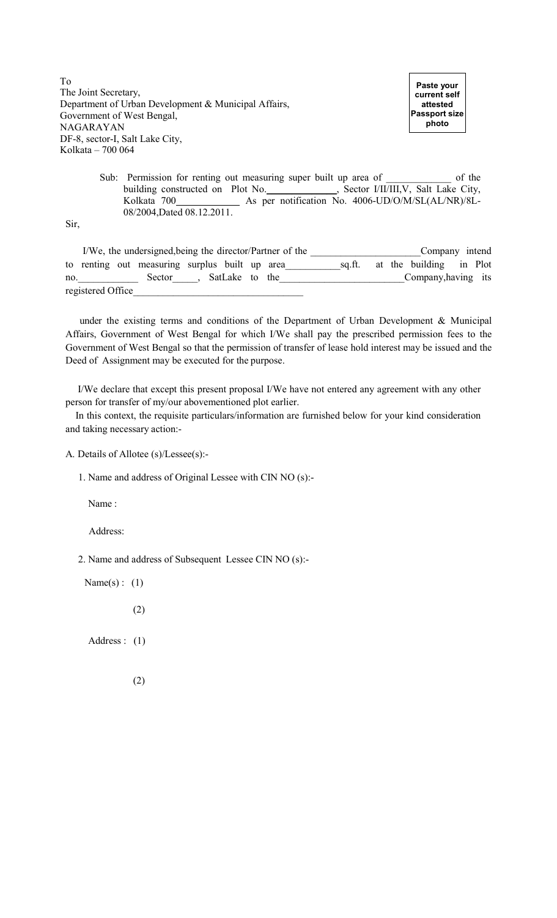To
The Joint Secretary,
Department of Urban Development & Municipal Affairs,
Government of West Bengal,
NAGARAYAN
DF-8, sector-I, Salt Lake City,
Kolkata – 700 064

**Paste your current self attested Passport size photo**

Sub: Permission for renting out measuring super built up area of _____________ of the building constructed on Plot No.______________, Sector I/II/III,V, Salt Lake City, Kolkata 700____________ As per notification No. 4006-UD/O/M/SL(AL/NR)/8L-08/2004,Dated 08.12.2011.

Sir,

I/We, the undersigned,being the director/Partner of the _____________________Company intend to renting out measuring surplus built up area___________sq.ft. at the building in Plot no.____________ Sector_____, SatLake to the________________________Company,having its registered Office_________________________________

under the existing terms and conditions of the Department of Urban Development & Municipal Affairs, Government of West Bengal for which I/We shall pay the prescribed permission fees to the Government of West Bengal so that the permission of transfer of lease hold interest may be issued and the Deed of Assignment may be executed for the purpose.

I/We declare that except this present proposal I/We have not entered any agreement with any other person for transfer of my/our abovementioned plot earlier.

In this context, the requisite particulars/information are furnished below for your kind consideration and taking necessary action:-

A. Details of Allotee (s)/Lessee(s):-

1. Name and address of Original Lessee with CIN NO (s):-

Name :

Address:

2. Name and address of Subsequent Lessee CIN NO (s):-

Name(s) : (1)

(2)

Address : (1)

(2)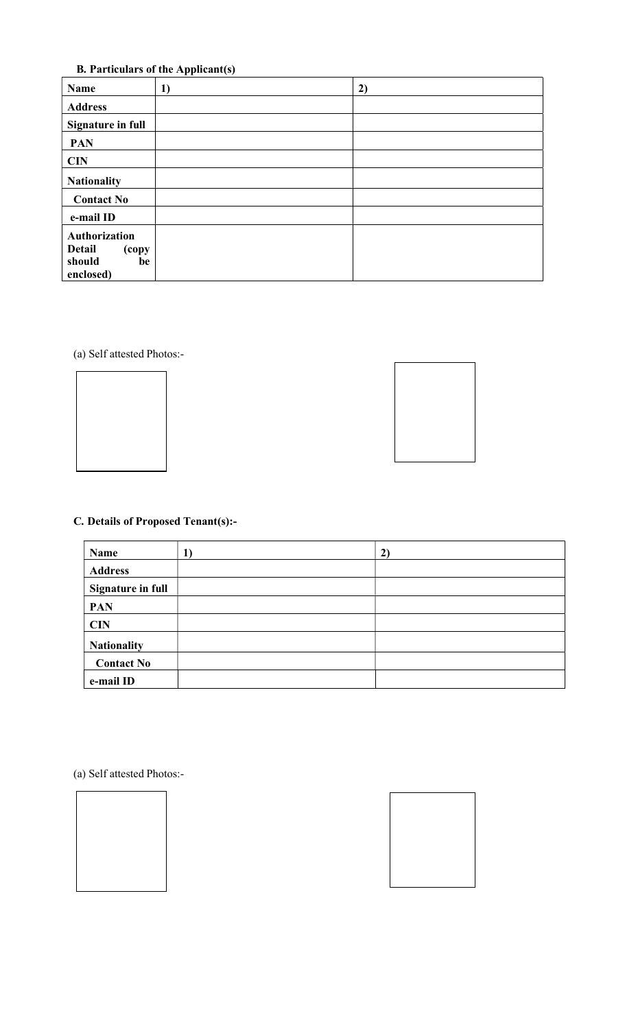**B. Particulars of the Applicant(s)**

| Name | 1) | 2) |
|---|---|---|
| Address | | |
| Signature in full | | |
| PAN | | |
| CIN | | |
| Nationality | | |
| Contact No | | |
| e-mail ID | | |
| Authorization Detail (copy should be enclosed) | | |

(a) Self attested Photos:-

**C. Details of Proposed Tenant(s):-**

| Name | 1) | 2) |
|---|---|---|
| Address | | |
| Signature in full | | |
| PAN | | |
| CIN | | |
| Nationality | | |
| Contact No | | |
| e-mail ID | | |

(a) Self attested Photos:-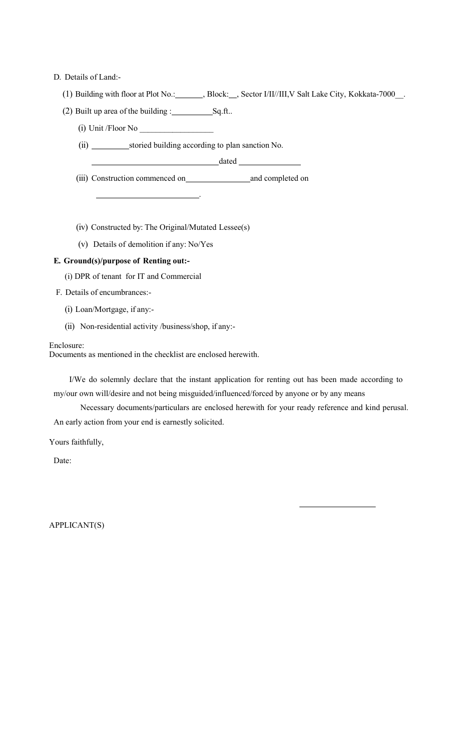D. Details of Land:-

(1) Building with floor at Plot No.:_______, Block:__, Sector I/II//III,V Salt Lake City, Kokkata-7000__.

(2) Built up area of the building :__________Sq.ft..

(i) Unit /Floor No __________________

(ii) _________storied building according to plan sanction No.

________________________________dated _______________

(iii) Construction commenced on________________and completed on

__________________________.

(iv) Constructed by: The Original/Mutated Lessee(s)

(v) Details of demolition if any: No/Yes

**E. Ground(s)/purpose of Renting out:-**

(i) DPR of tenant for IT and Commercial

F. Details of encumbrances:-

(i) Loan/Mortgage, if any:-

(ii) Non-residential activity /business/shop, if any:-

Enclosure:
Documents as mentioned in the checklist are enclosed herewith.

I/We do solemnly declare that the instant application for renting out has been made according to my/our own will/desire and not being misguided/influenced/forced by anyone or by any means

Necessary documents/particulars are enclosed herewith for your ready reference and kind perusal. An early action from your end is earnestly solicited.

Yours faithfully,

Date:

____________________

APPLICANT(S)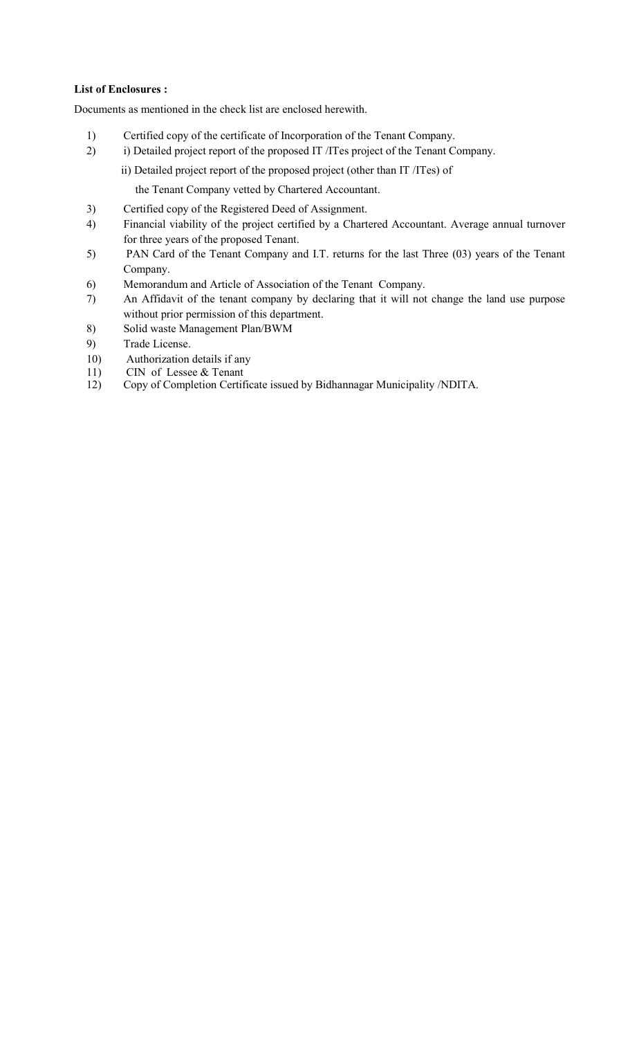**List of Enclosures :**

Documents as mentioned in the check list are enclosed herewith.

1) Certified copy of the certificate of Incorporation of the Tenant Company.
2) i) Detailed project report of the proposed IT /ITes project of the Tenant Company.

   ii) Detailed project report of the proposed project (other than IT /ITes) of the Tenant Company vetted by Chartered Accountant.
3) Certified copy of the Registered Deed of Assignment.
4) Financial viability of the project certified by a Chartered Accountant. Average annual turnover for three years of the proposed Tenant.
5) PAN Card of the Tenant Company and I.T. returns for the last Three (03) years of the Tenant Company.
6) Memorandum and Article of Association of the Tenant Company.
7) An Affidavit of the tenant company by declaring that it will not change the land use purpose without prior permission of this department.
8) Solid waste Management Plan/BWM
9) Trade License.
10) Authorization details if any
11) CIN of Lessee & Tenant
12) Copy of Completion Certificate issued by Bidhannagar Municipality /NDITA.